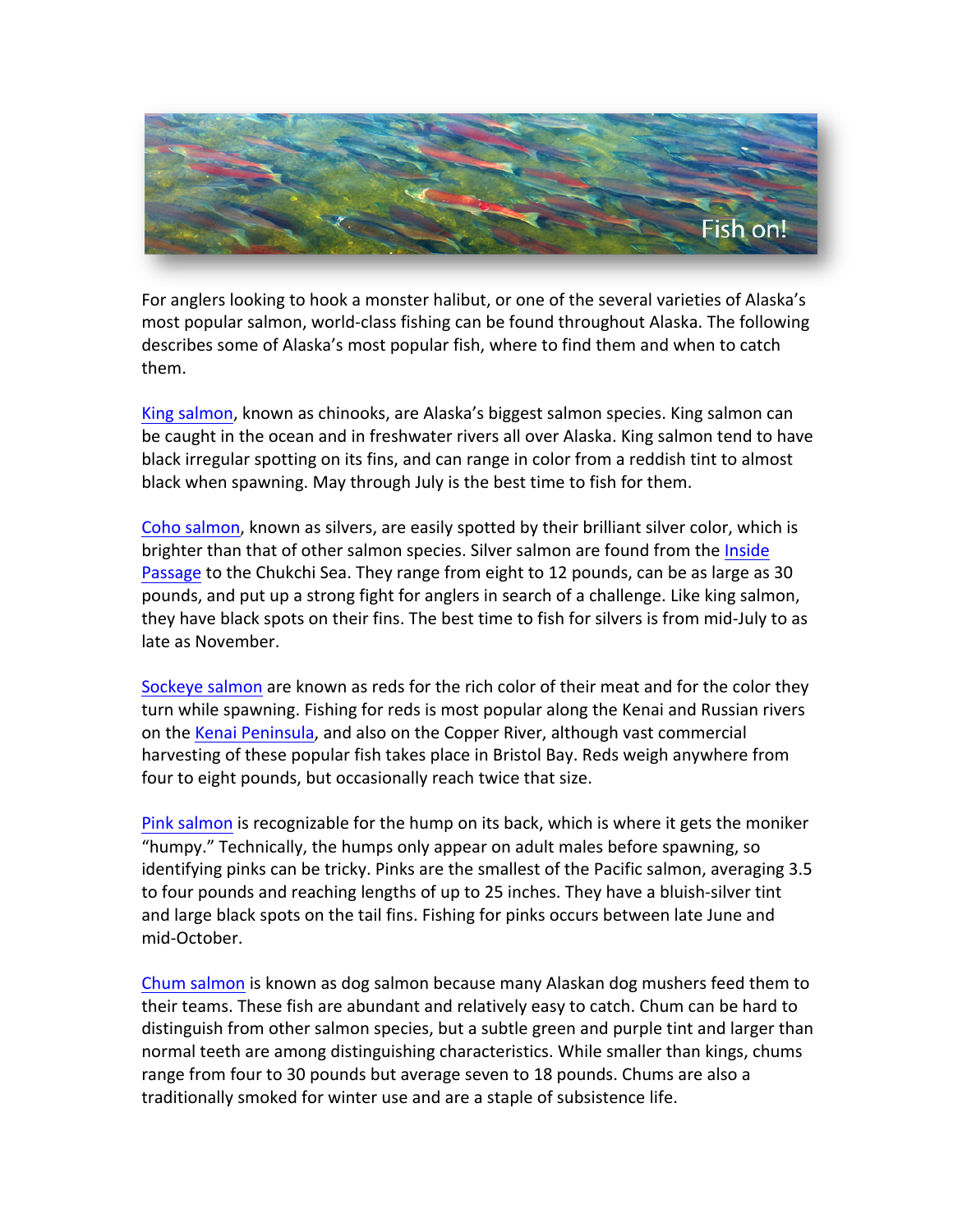For anglers looking to hook a monster halibut, or one of the several varieties of Alaska's most popular salmon, world-class fishing can be found throughout Alaska. The following describes some of Alaska's most popular fish, where to find them and when to catch them.

King salmon, known as chinooks, are Alaska's biggest salmon species. King salmon can be caught in the ocean and in freshwater rivers all over Alaska. King salmon tend to have black irregular spotting on its fins, and can range in color from a reddish tint to almost black when spawning. May through July is the best time to fish for them.

Coho salmon, known as silvers, are easily spotted by their brilliant silver color, which is brighter than that of other salmon species. Silver salmon are found from the Inside Passage to the Chukchi Sea. They range from eight to 12 pounds, can be as large as 30 pounds, and put up a strong fight for anglers in search of a challenge. Like king salmon, they have black spots on their fins. The best time to fish for silvers is from mid-July to as late as November.

Sockeye salmon are known as reds for the rich color of their meat and for the color they turn while spawning. Fishing for reds is most popular along the Kenai and Russian rivers on the Kenai Peninsula, and also on the Copper River, although vast commercial harvesting of these popular fish takes place in Bristol Bay. Reds weigh anywhere from four to eight pounds, but occasionally reach twice that size.

Pink salmon is recognizable for the hump on its back, which is where it gets the moniker "humpy." Technically, the humps only appear on adult males before spawning, so identifying pinks can be tricky. Pinks are the smallest of the Pacific salmon, averaging 3.5 to four pounds and reaching lengths of up to 25 inches. They have a bluish-silver tint and large black spots on the tail fins. Fishing for pinks occurs between late June and mid-October.

Chum salmon is known as dog salmon because many Alaskan dog mushers feed them to their teams. These fish are abundant and relatively easy to catch. Chum can be hard to distinguish from other salmon species, but a subtle green and purple tint and larger than normal teeth are among distinguishing characteristics. While smaller than kings, chums range from four to 30 pounds but average seven to 18 pounds. Chums are also a traditionally smoked for winter use and are a staple of subsistence life.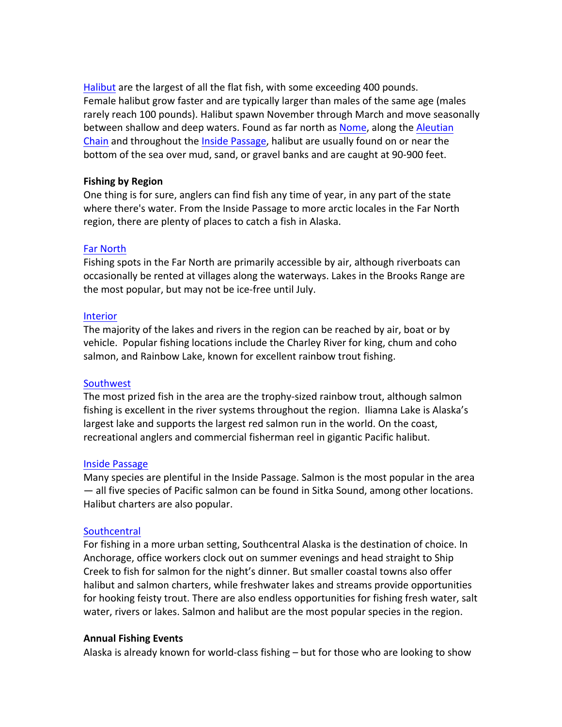Halibut are the largest of all the flat fish, with some exceeding 400 pounds. Female halibut grow faster and are typically larger than males of the same age (males rarely reach 100 pounds). Halibut spawn November through March and move seasonally between shallow and deep waters. Found as far north as Nome, along the Aleutian Chain and throughout the Inside Passage, halibut are usually found on or near the bottom of the sea over mud, sand, or gravel banks and are caught at 90-900 feet.

**Fishing by Region**

One thing is for sure, anglers can find fish any time of year, in any part of the state where there's water. From the Inside Passage to more arctic locales in the Far North region, there are plenty of places to catch a fish in Alaska.

Far North

Fishing spots in the Far North are primarily accessible by air, although riverboats can occasionally be rented at villages along the waterways. Lakes in the Brooks Range are the most popular, but may not be ice-free until July.

Interior

The majority of the lakes and rivers in the region can be reached by air, boat or by vehicle. Popular fishing locations include the Charley River for king, chum and coho salmon, and Rainbow Lake, known for excellent rainbow trout fishing.

Southwest

The most prized fish in the area are the trophy-sized rainbow trout, although salmon fishing is excellent in the river systems throughout the region. Iliamna Lake is Alaska's largest lake and supports the largest red salmon run in the world. On the coast, recreational anglers and commercial fisherman reel in gigantic Pacific halibut.

Inside Passage

Many species are plentiful in the Inside Passage. Salmon is the most popular in the area — all five species of Pacific salmon can be found in Sitka Sound, among other locations. Halibut charters are also popular.

Southcentral

For fishing in a more urban setting, Southcentral Alaska is the destination of choice. In Anchorage, office workers clock out on summer evenings and head straight to Ship Creek to fish for salmon for the night's dinner. But smaller coastal towns also offer halibut and salmon charters, while freshwater lakes and streams provide opportunities for hooking feisty trout. There are also endless opportunities for fishing fresh water, salt water, rivers or lakes. Salmon and halibut are the most popular species in the region.

**Annual Fishing Events**

Alaska is already known for world-class fishing – but for those who are looking to show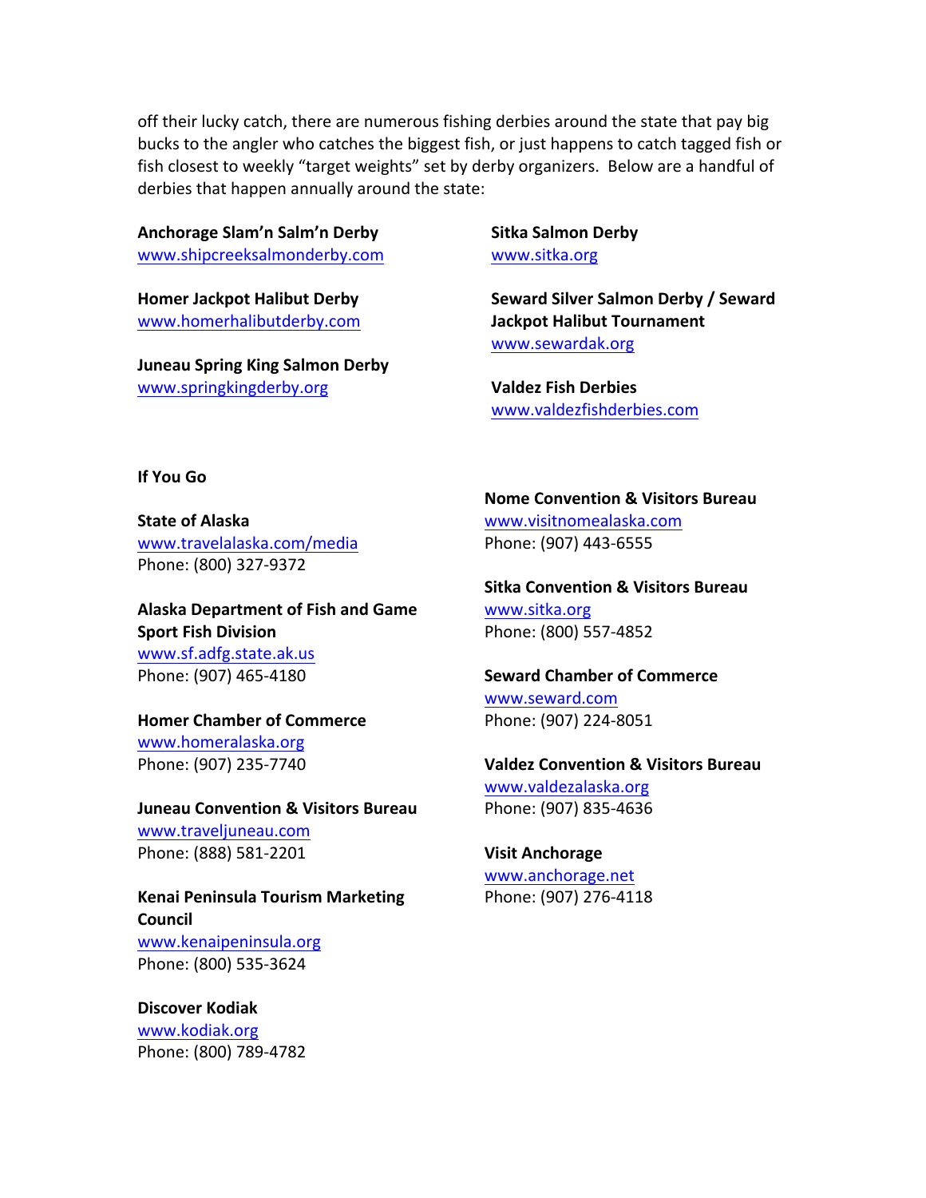off their lucky catch, there are numerous fishing derbies around the state that pay big bucks to the angler who catches the biggest fish, or just happens to catch tagged fish or fish closest to weekly "target weights" set by derby organizers. Below are a handful of derbies that happen annually around the state:

**Anchorage Slam'n Salm'n Derby**
www.shipcreeksalmonderby.com

**Homer Jackpot Halibut Derby**
www.homerhalibutderby.com

**Juneau Spring King Salmon Derby**
www.springkingderby.org

**Sitka Salmon Derby**
www.sitka.org

**Seward Silver Salmon Derby / Seward Jackpot Halibut Tournament**
www.sewardak.org

**Valdez Fish Derbies**
www.valdezfishderbies.com

**If You Go**

**State of Alaska**
www.travelalaska.com/media
Phone: (800) 327-9372

**Alaska Department of Fish and Game Sport Fish Division**
www.sf.adfg.state.ak.us
Phone: (907) 465-4180

**Homer Chamber of Commerce**
www.homeralaska.org
Phone: (907) 235-7740

**Juneau Convention & Visitors Bureau**
www.traveljuneau.com
Phone: (888) 581-2201

**Kenai Peninsula Tourism Marketing Council**
www.kenaipeninsula.org
Phone: (800) 535-3624

**Discover Kodiak**
www.kodiak.org
Phone: (800) 789-4782

**Nome Convention & Visitors Bureau**
www.visitnomealaska.com
Phone: (907) 443-6555

**Sitka Convention & Visitors Bureau**
www.sitka.org
Phone: (800) 557-4852

**Seward Chamber of Commerce**
www.seward.com
Phone: (907) 224-8051

**Valdez Convention & Visitors Bureau**
www.valdezalaska.org
Phone: (907) 835-4636

**Visit Anchorage**
www.anchorage.net
Phone: (907) 276-4118